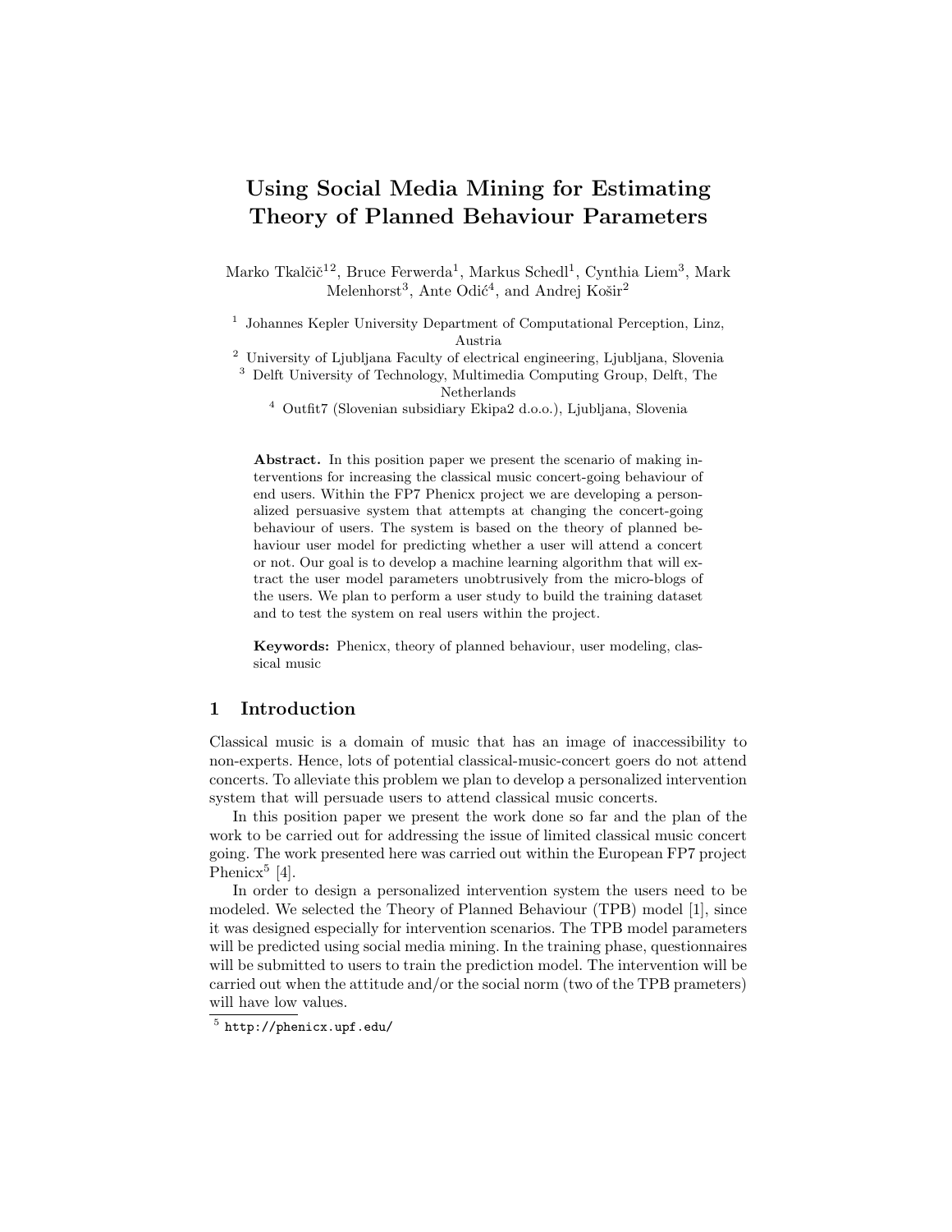# Using Social Media Mining for Estimating Theory of Planned Behaviour Parameters

Marko Tkalčič[1,2], Bruce Ferwerda[1], Markus Schedl[1], Cynthia Liem[3], Mark Melenhorst[3], Ante Odić[4], and Andrej Košir[2]

[1] Johannes Kepler University Department of Computational Perception, Linz, Austria
[2] University of Ljubljana Faculty of electrical engineering, Ljubljana, Slovenia
[3] Delft University of Technology, Multimedia Computing Group, Delft, The Netherlands
[4] Outfit7 (Slovenian subsidiary Ekipa2 d.o.o.), Ljubljana, Slovenia

**Abstract.** In this position paper we present the scenario of making interventions for increasing the classical music concert-going behaviour of end users. Within the FP7 Phenicx project we are developing a personalized persuasive system that attempts at changing the concert-going behaviour of users. The system is based on the theory of planned behaviour user model for predicting whether a user will attend a concert or not. Our goal is to develop a machine learning algorithm that will extract the user model parameters unobtrusively from the micro-blogs of the users. We plan to perform a user study to build the training dataset and to test the system on real users within the project.

**Keywords:** Phenicx, theory of planned behaviour, user modeling, classical music

## 1 Introduction

Classical music is a domain of music that has an image of inaccessibility to non-experts. Hence, lots of potential classical-music-concert goers do not attend concerts. To alleviate this problem we plan to develop a personalized intervention system that will persuade users to attend classical music concerts.

In this position paper we present the work done so far and the plan of the work to be carried out for addressing the issue of limited classical music concert going. The work presented here was carried out within the European FP7 project Phenicx[5] [4].

In order to design a personalized intervention system the users need to be modeled. We selected the Theory of Planned Behaviour (TPB) model [1], since it was designed especially for intervention scenarios. The TPB model parameters will be predicted using social media mining. In the training phase, questionnaires will be submitted to users to train the prediction model. The intervention will be carried out when the attitude and/or the social norm (two of the TPB prameters) will have low values.

[5] http://phenicx.upf.edu/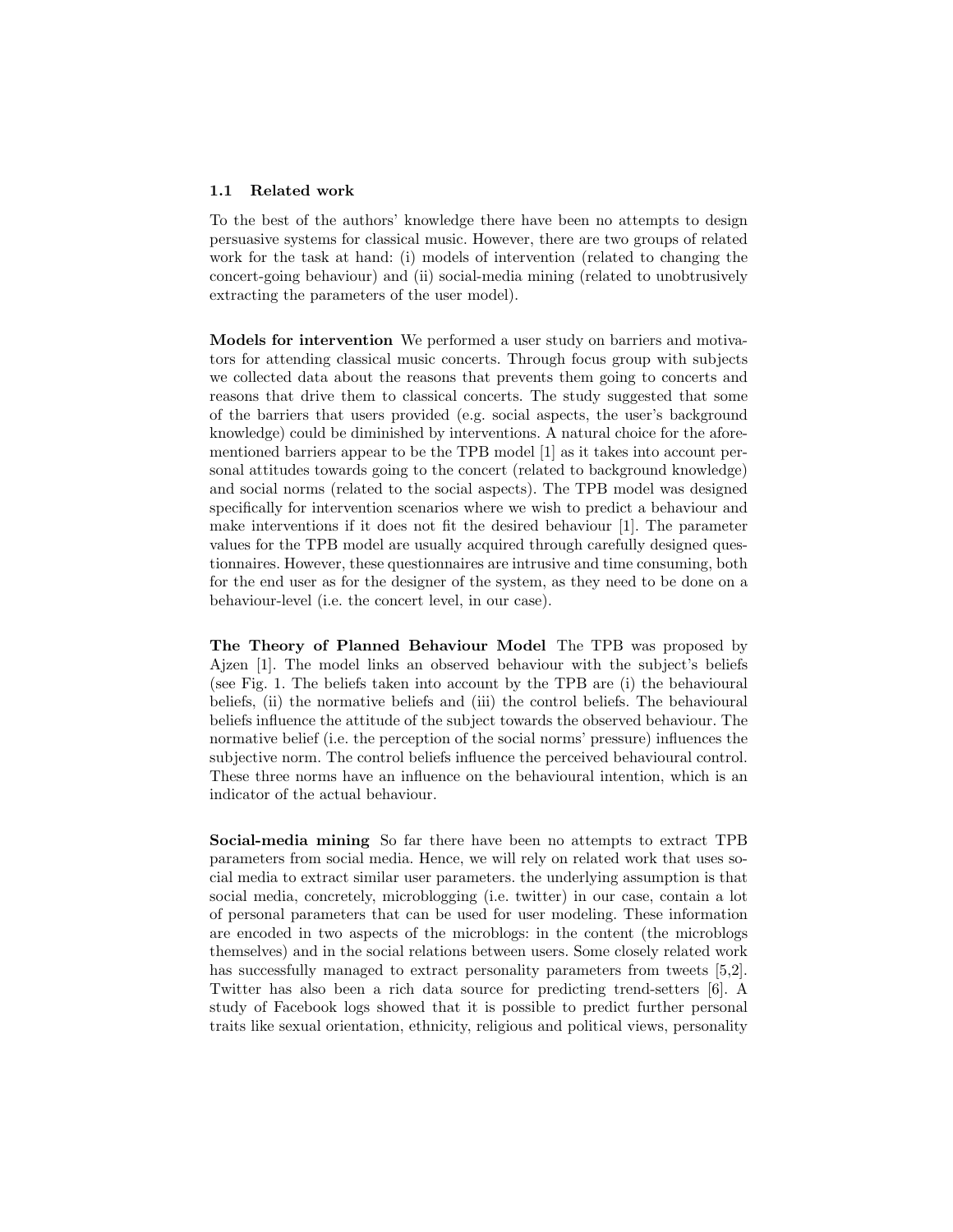### 1.1 Related work

To the best of the authors' knowledge there have been no attempts to design persuasive systems for classical music. However, there are two groups of related work for the task at hand: (i) models of intervention (related to changing the concert-going behaviour) and (ii) social-media mining (related to unobtrusively extracting the parameters of the user model).

**Models for intervention** We performed a user study on barriers and motivators for attending classical music concerts. Through focus group with subjects we collected data about the reasons that prevents them going to concerts and reasons that drive them to classical concerts. The study suggested that some of the barriers that users provided (e.g. social aspects, the user's background knowledge) could be diminished by interventions. A natural choice for the aforementioned barriers appear to be the TPB model [1] as it takes into account personal attitudes towards going to the concert (related to background knowledge) and social norms (related to the social aspects). The TPB model was designed specifically for intervention scenarios where we wish to predict a behaviour and make interventions if it does not fit the desired behaviour [1]. The parameter values for the TPB model are usually acquired through carefully designed questionnaires. However, these questionnaires are intrusive and time consuming, both for the end user as for the designer of the system, as they need to be done on a behaviour-level (i.e. the concert level, in our case).

**The Theory of Planned Behaviour Model** The TPB was proposed by Ajzen [1]. The model links an observed behaviour with the subject's beliefs (see Fig. 1. The beliefs taken into account by the TPB are (i) the behavioural beliefs, (ii) the normative beliefs and (iii) the control beliefs. The behavioural beliefs influence the attitude of the subject towards the observed behaviour. The normative belief (i.e. the perception of the social norms' pressure) influences the subjective norm. The control beliefs influence the perceived behavioural control. These three norms have an influence on the behavioural intention, which is an indicator of the actual behaviour.

**Social-media mining** So far there have been no attempts to extract TPB parameters from social media. Hence, we will rely on related work that uses social media to extract similar user parameters. the underlying assumption is that social media, concretely, microblogging (i.e. twitter) in our case, contain a lot of personal parameters that can be used for user modeling. These information are encoded in two aspects of the microblogs: in the content (the microblogs themselves) and in the social relations between users. Some closely related work has successfully managed to extract personality parameters from tweets [5,2]. Twitter has also been a rich data source for predicting trend-setters [6]. A study of Facebook logs showed that it is possible to predict further personal traits like sexual orientation, ethnicity, religious and political views, personality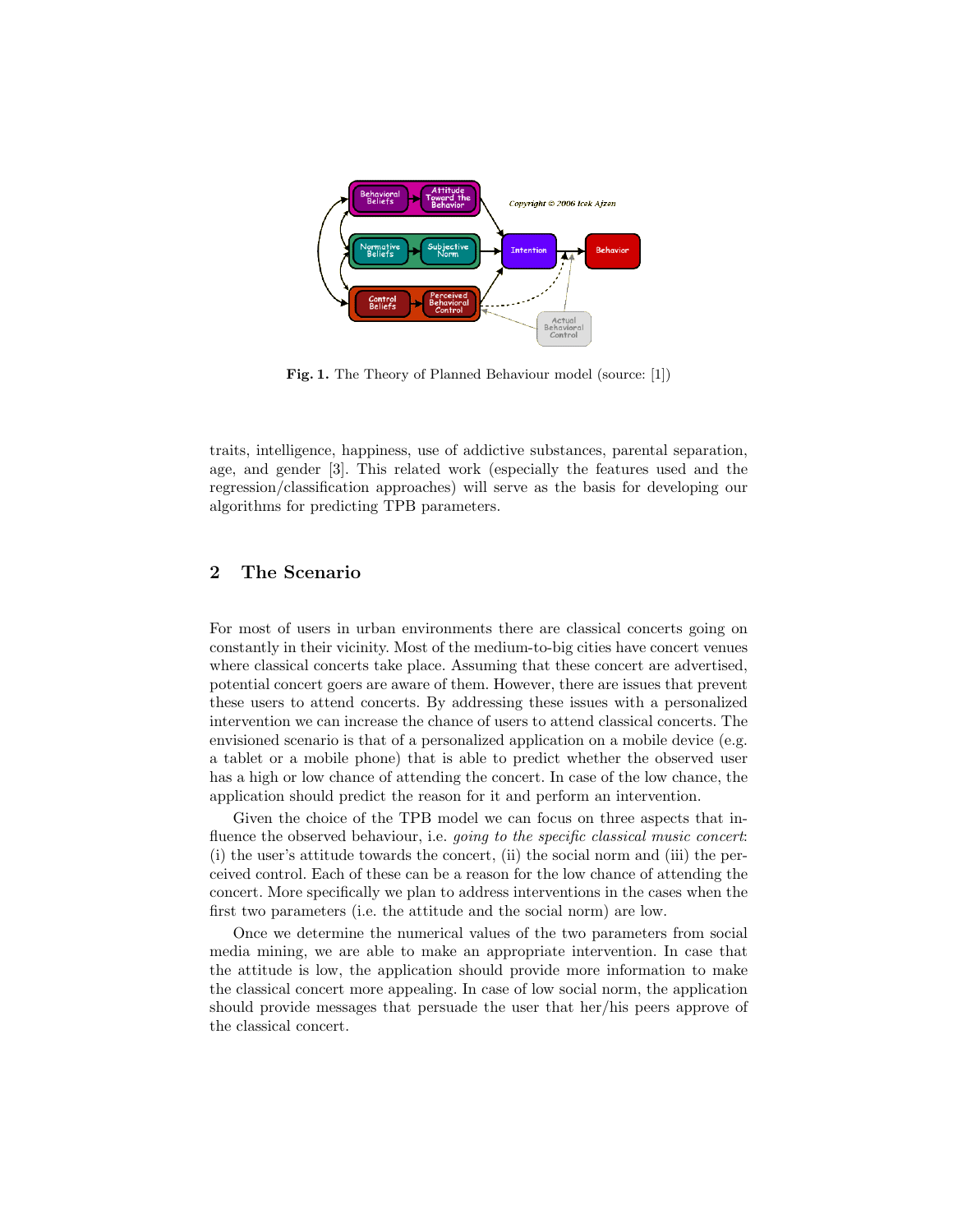Fig. 1. The Theory of Planned Behaviour model (source: [1])

traits, intelligence, happiness, use of addictive substances, parental separation, age, and gender [3]. This related work (especially the features used and the regression/classification approaches) will serve as the basis for developing our algorithms for predicting TPB parameters.

## 2 The Scenario

For most of users in urban environments there are classical concerts going on constantly in their vicinity. Most of the medium-to-big cities have concert venues where classical concerts take place. Assuming that these concert are advertised, potential concert goers are aware of them. However, there are issues that prevent these users to attend concerts. By addressing these issues with a personalized intervention we can increase the chance of users to attend classical concerts. The envisioned scenario is that of a personalized application on a mobile device (e.g. a tablet or a mobile phone) that is able to predict whether the observed user has a high or low chance of attending the concert. In case of the low chance, the application should predict the reason for it and perform an intervention.

Given the choice of the TPB model we can focus on three aspects that influence the observed behaviour, i.e. *going to the specific classical music concert*: (i) the user's attitude towards the concert, (ii) the social norm and (iii) the perceived control. Each of these can be a reason for the low chance of attending the concert. More specifically we plan to address interventions in the cases when the first two parameters (i.e. the attitude and the social norm) are low.

Once we determine the numerical values of the two parameters from social media mining, we are able to make an appropriate intervention. In case that the attitude is low, the application should provide more information to make the classical concert more appealing. In case of low social norm, the application should provide messages that persuade the user that her/his peers approve of the classical concert.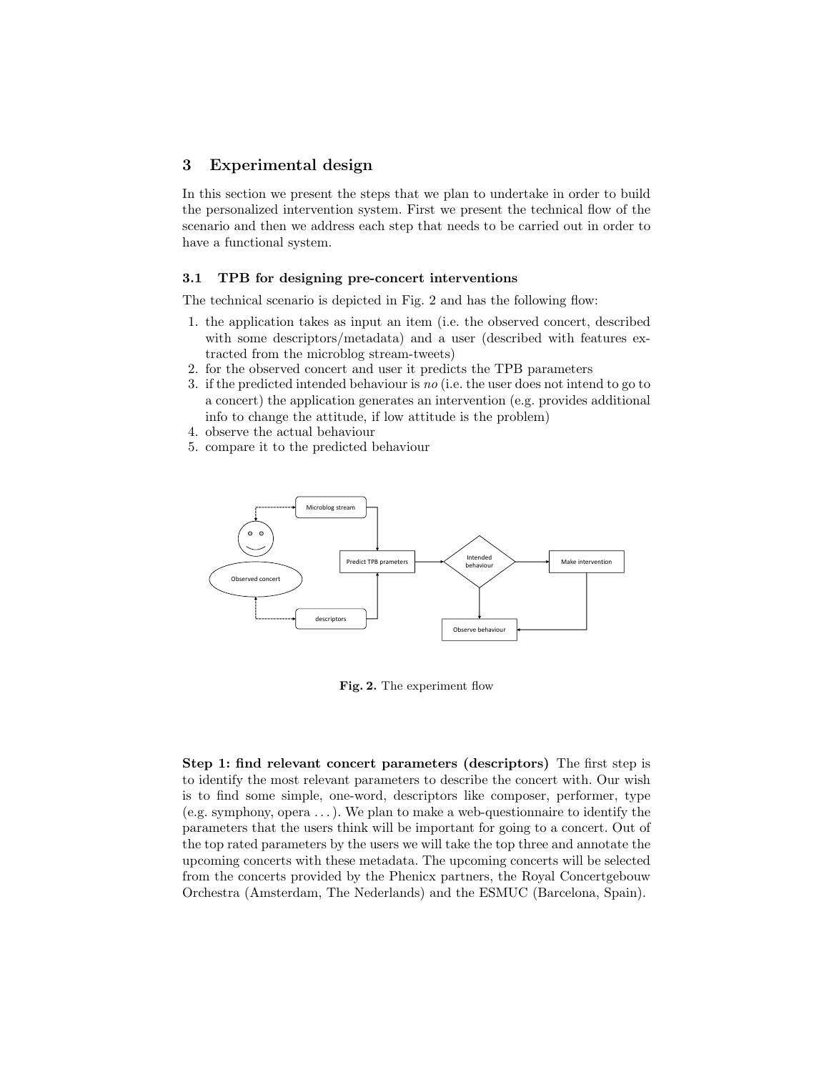## 3 Experimental design

In this section we present the steps that we plan to undertake in order to build the personalized intervention system. First we present the technical flow of the scenario and then we address each step that needs to be carried out in order to have a functional system.

### 3.1 TPB for designing pre-concert interventions

The technical scenario is depicted in Fig. 2 and has the following flow:

1. the application takes as input an item (i.e. the observed concert, described with some descriptors/metadata) and a user (described with features extracted from the microblog stream-tweets)
2. for the observed concert and user it predicts the TPB parameters
3. if the predicted intended behaviour is *no* (i.e. the user does not intend to go to a concert) the application generates an intervention (e.g. provides additional info to change the attitude, if low attitude is the problem)
4. observe the actual behaviour
5. compare it to the predicted behaviour

**Fig. 2.** The experiment flow

**Step 1: find relevant concert parameters (descriptors)** The first step is to identify the most relevant parameters to describe the concert with. Our wish is to find some simple, one-word, descriptors like composer, performer, type (e.g. symphony, opera . . . ). We plan to make a web-questionnaire to identify the parameters that the users think will be important for going to a concert. Out of the top rated parameters by the users we will take the top three and annotate the upcoming concerts with these metadata. The upcoming concerts will be selected from the concerts provided by the Phenicx partners, the Royal Concertgebouw Orchestra (Amsterdam, The Nederlands) and the ESMUC (Barcelona, Spain).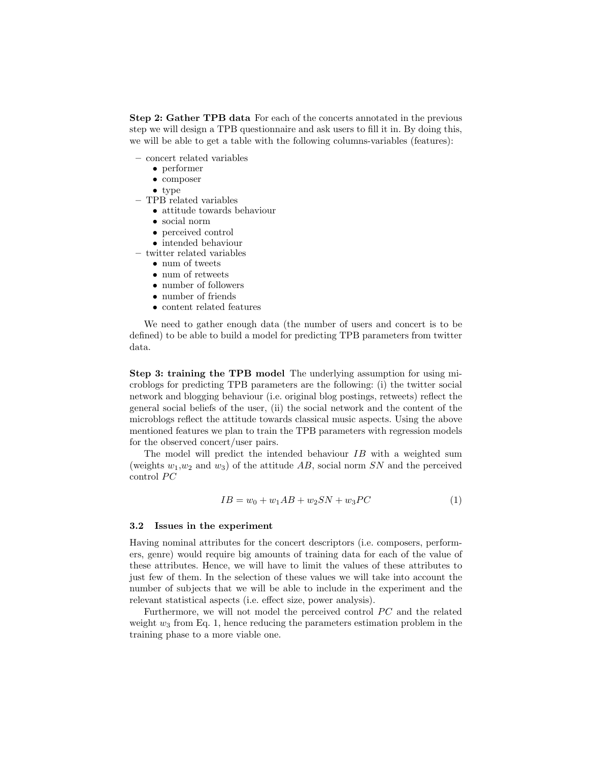**Step 2: Gather TPB data** For each of the concerts annotated in the previous step we will design a TPB questionnaire and ask users to fill it in. By doing this, we will be able to get a table with the following columns-variables (features):

- concert related variables
  - performer
  - composer
  - type
- TPB related variables
  - attitude towards behaviour
  - social norm
  - perceived control
  - intended behaviour
- twitter related variables
  - num of tweets
  - num of retweets
  - number of followers
  - number of friends
  - content related features

We need to gather enough data (the number of users and concert is to be defined) to be able to build a model for predicting TPB parameters from twitter data.

**Step 3: training the TPB model** The underlying assumption for using microblogs for predicting TPB parameters are the following: (i) the twitter social network and blogging behaviour (i.e. original blog postings, retweets) reflect the general social beliefs of the user, (ii) the social network and the content of the microblogs reflect the attitude towards classical music aspects. Using the above mentioned features we plan to train the TPB parameters with regression models for the observed concert/user pairs.

The model will predict the intended behaviour $IB$ with a weighted sum (weights $w_1$,$w_2$ and $w_3$) of the attitude $AB$, social norm $SN$ and the perceived control $PC$

$$IB = w_0 + w_1 AB + w_2 SN + w_3 PC \tag{1}$$

### 3.2 Issues in the experiment

Having nominal attributes for the concert descriptors (i.e. composers, performers, genre) would require big amounts of training data for each of the value of these attributes. Hence, we will have to limit the values of these attributes to just few of them. In the selection of these values we will take into account the number of subjects that we will be able to include in the experiment and the relevant statistical aspects (i.e. effect size, power analysis).

Furthermore, we will not model the perceived control $PC$ and the related weight $w_3$ from Eq. 1, hence reducing the parameters estimation problem in the training phase to a more viable one.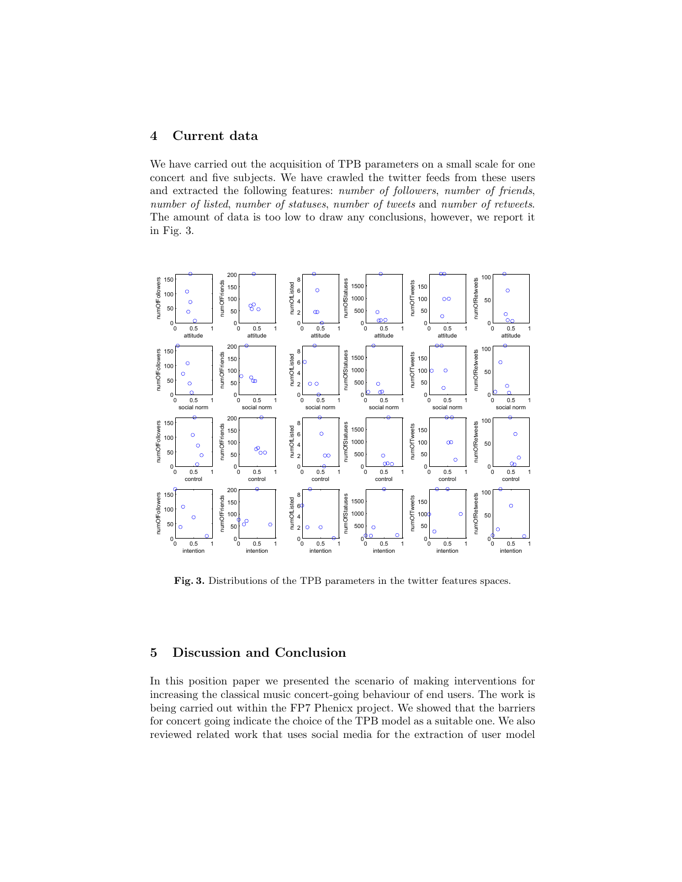## 4 Current data

We have carried out the acquisition of TPB parameters on a small scale for one concert and five subjects. We have crawled the twitter feeds from these users and extracted the following features: *number of followers*, *number of friends*, *number of listed*, *number of statuses*, *number of tweets* and *number of retweets*. The amount of data is too low to draw any conclusions, however, we report it in Fig. 3.

**Fig. 3.** Distributions of the TPB parameters in the twitter features spaces.

## 5 Discussion and Conclusion

In this position paper we presented the scenario of making interventions for increasing the classical music concert-going behaviour of end users. The work is being carried out within the FP7 Phenicx project. We showed that the barriers for concert going indicate the choice of the TPB model as a suitable one. We also reviewed related work that uses social media for the extraction of user model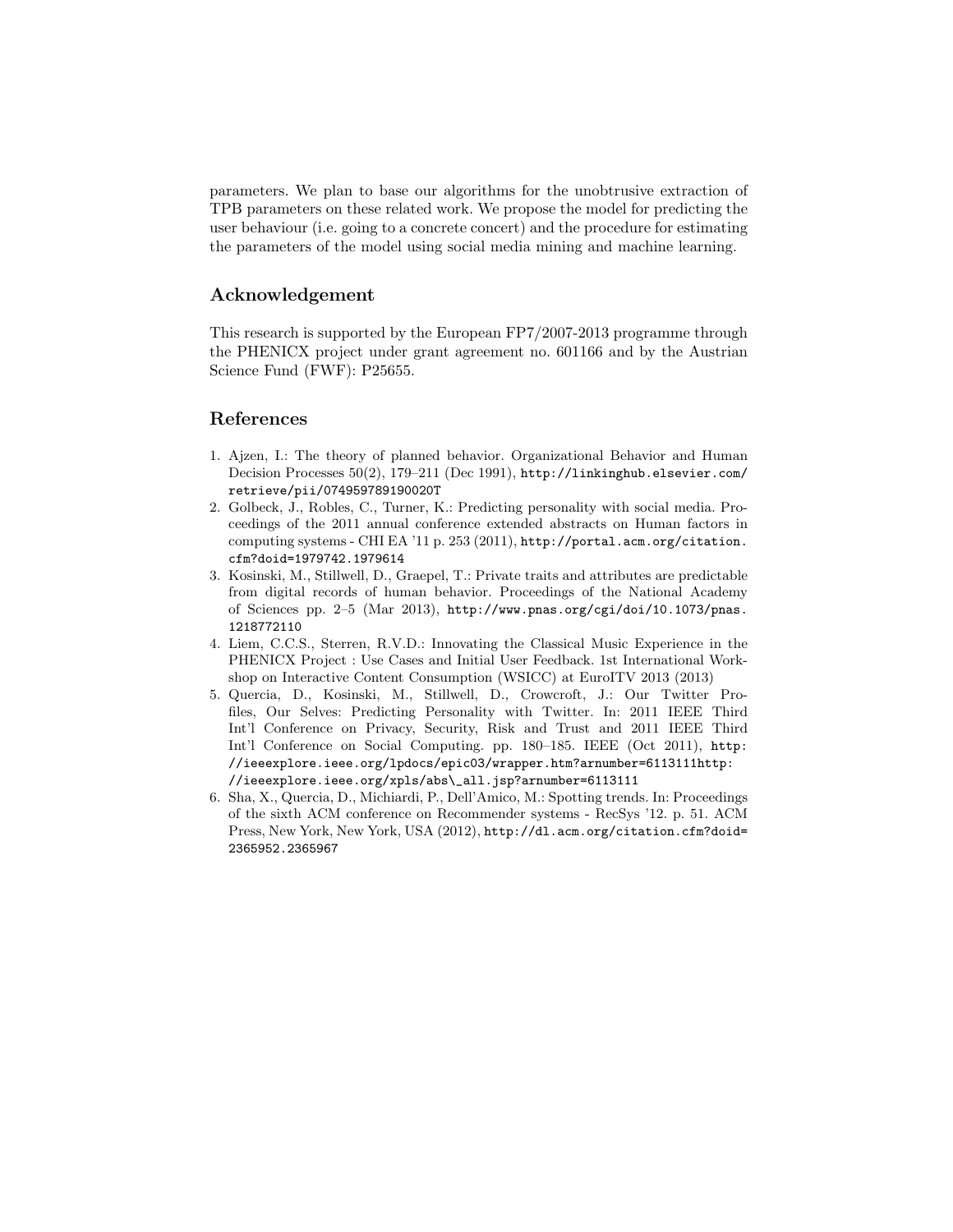parameters. We plan to base our algorithms for the unobtrusive extraction of TPB parameters on these related work. We propose the model for predicting the user behaviour (i.e. going to a concrete concert) and the procedure for estimating the parameters of the model using social media mining and machine learning.

## Acknowledgement

This research is supported by the European FP7/2007-2013 programme through the PHENICX project under grant agreement no. 601166 and by the Austrian Science Fund (FWF): P25655.

## References

1. Ajzen, I.: The theory of planned behavior. Organizational Behavior and Human Decision Processes 50(2), 179–211 (Dec 1991), http://linkinghub.elsevier.com/retrieve/pii/074959789190020T
2. Golbeck, J., Robles, C., Turner, K.: Predicting personality with social media. Proceedings of the 2011 annual conference extended abstracts on Human factors in computing systems - CHI EA '11 p. 253 (2011), http://portal.acm.org/citation.cfm?doid=1979742.1979614
3. Kosinski, M., Stillwell, D., Graepel, T.: Private traits and attributes are predictable from digital records of human behavior. Proceedings of the National Academy of Sciences pp. 2–5 (Mar 2013), http://www.pnas.org/cgi/doi/10.1073/pnas.1218772110
4. Liem, C.C.S., Sterren, R.V.D.: Innovating the Classical Music Experience in the PHENICX Project : Use Cases and Initial User Feedback. 1st International Workshop on Interactive Content Consumption (WSICC) at EuroITV 2013 (2013)
5. Quercia, D., Kosinski, M., Stillwell, D., Crowcroft, J.: Our Twitter Profiles, Our Selves: Predicting Personality with Twitter. In: 2011 IEEE Third Int'l Conference on Privacy, Security, Risk and Trust and 2011 IEEE Third Int'l Conference on Social Computing. pp. 180–185. IEEE (Oct 2011), http://ieeexplore.ieee.org/lpdocs/epic03/wrapper.htm?arnumber=6113111http://ieeexplore.ieee.org/xpls/abs\_all.jsp?arnumber=6113111
6. Sha, X., Quercia, D., Michiardi, P., Dell'Amico, M.: Spotting trends. In: Proceedings of the sixth ACM conference on Recommender systems - RecSys '12. p. 51. ACM Press, New York, New York, USA (2012), http://dl.acm.org/citation.cfm?doid=2365952.2365967